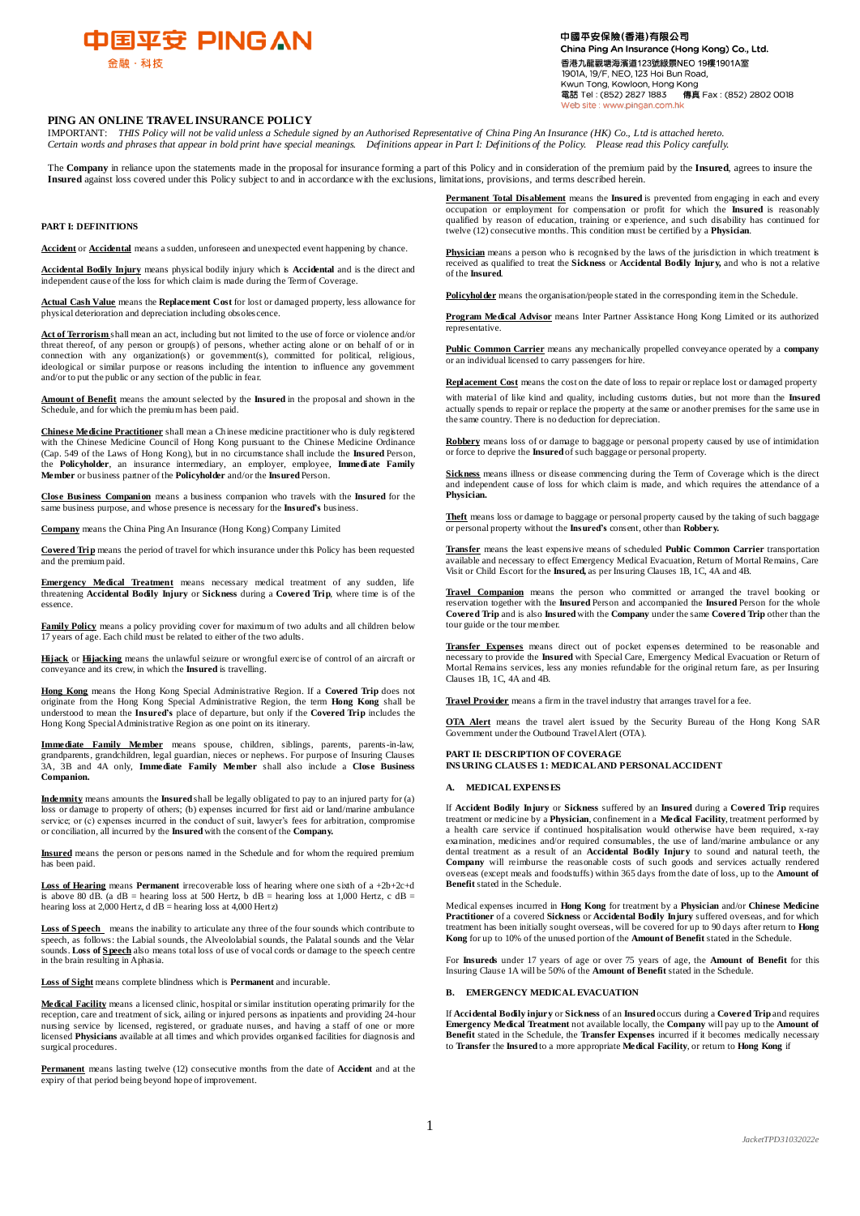中国平安 PING AN
金融·科技

中國平安保險(香港)有限公司
China Ping An Insurance (Hong Kong) Co., Ltd.
香港九龍觀塘海濱道123號綠景NEO 19樓1901A室
1901A, 19/F, NEO, 123 Hoi Bun Road,
Kwun Tong, Kowloon, Hong Kong
電話 Tel : (852) 2827 1883 傳真 Fax : (852) 2802 0018
Web site : www.pingan.com.hk

# PING AN ONLINE TRAVEL INSURANCE POLICY

IMPORTANT: *THIS Policy will not be valid unless a Schedule signed by an Authorised Representative of China Ping An Insurance (HK) Co., Ltd is attached hereto. Certain words and phrases that appear in bold print have special meanings. Definitions appear in Part I: Definitions of the Policy. Please read this Policy carefully.*

The **Company** in reliance upon the statements made in the proposal for insurance forming a part of this Policy and in consideration of the premium paid by the **Insured**, agrees to insure the **Insured** against loss covered under this Policy subject to and in accordance with the exclusions, limitations, provisions, and terms described herein.

## PART I: DEFINITIONS

**Accident** or **Accidental** means a sudden, unforeseen and unexpected event happening by chance.

**Accidental Bodily Injury** means physical bodily injury which is **Accidental** and is the direct and independent cause of the loss for which claim is made during the Term of Coverage.

**Actual Cash Value** means the **Replacement Cost** for lost or damaged property, less allowance for physical deterioration and depreciation including obsolescence.

**Act of Terrorism** shall mean an act, including but not limited to the use of force or violence and/or threat thereof, of any person or group(s) of persons, whether acting alone or on behalf of or in connection with any organization(s) or government(s), committed for political, religious, ideological or similar purpose or reasons including the intention to influence any government and/or to put the public or any section of the public in fear.

**Amount of Benefit** means the amount selected by the **Insured** in the proposal and shown in the Schedule, and for which the premium has been paid.

**Chinese Medicine Practitioner** shall mean a Chinese medicine practitioner who is duly registered with the Chinese Medicine Council of Hong Kong pursuant to the Chinese Medicine Ordinance (Cap. 549 of the Laws of Hong Kong), but in no circumstance shall include the **Insured** Person, the **Policyholder**, an insurance intermediary, an employer, employee, **Immediate Family Member** or business partner of the **Policyholder** and/or the **Insured** Person.

**Close Business Companion** means a business companion who travels with the **Insured** for the same business purpose, and whose presence is necessary for the **Insured's** business.

**Company** means the China Ping An Insurance (Hong Kong) Company Limited

**Covered Trip** means the period of travel for which insurance under this Policy has been requested and the premium paid.

**Emergency Medical Treatment** means necessary medical treatment of any sudden, life threatening **Accidental Bodily Injury** or **Sickness** during a **Covered Trip**, where time is of the essence.

**Family Policy** means a policy providing cover for maximum of two adults and all children below 17 years of age. Each child must be related to either of the two adults.

**Hijack** or **Hijacking** means the unlawful seizure or wrongful exercise of control of an aircraft or conveyance and its crew, in which the **Insured** is travelling.

**Hong Kong** means the Hong Kong Special Administrative Region. If a **Covered Trip** does not originate from the Hong Kong Special Administrative Region, the term **Hong Kong** shall be understood to mean the **Insured's** place of departure, but only if the **Covered Trip** includes the Hong Kong Special Administrative Region as one point on its itinerary.

**Immediate Family Member** means spouse, children, siblings, parents, parents-in-law, grandparents, grandchildren, legal guardian, nieces or nephews. For purpose of Insuring Clauses 3A, 3B and 4A only, **Immediate Family Member** shall also include a **Close Business Companion.**

**Indemnity** means amounts the **Insured** shall be legally obligated to pay to an injured party for (a) loss or damage to property of others; (b) expenses incurred for first aid or land/marine ambulance service; or (c) expenses incurred in the conduct of suit, lawyer's fees for arbitration, compromise or conciliation, all incurred by the **Insured** with the consent of the **Company.**

**Insured** means the person or persons named in the Schedule and for whom the required premium has been paid.

**Loss of Hearing** means **Permanent** irrecoverable loss of hearing where one sixth of a +2b+2c+d is above 80 dB. (a dB = hearing loss at 500 Hertz, b dB = hearing loss at 1,000 Hertz, c dB = hearing loss at 2,000 Hertz, d dB = hearing loss at 4,000 Hertz)

**Loss of Speech** means the inability to articulate any three of the four sounds which contribute to speech, as follows: the Labial sounds, the Alveololabial sounds, the Palatal sounds and the Velar sounds. **Loss of Speech** also means total loss of use of vocal cords or damage to the speech centre in the brain resulting in Aphasia.

**Loss of Sight** means complete blindness which is **Permanent** and incurable.

**Medical Facility** means a licensed clinic, hospital or similar institution operating primarily for the reception, care and treatment of sick, ailing or injured persons as inpatients and providing 24-hour nursing service by licensed, registered, or graduate nurses, and having a staff of one or more licensed **Physicians** available at all times and which provides organised facilities for diagnosis and surgical procedures.

**Permanent** means lasting twelve (12) consecutive months from the date of **Accident** and at the expiry of that period being beyond hope of improvement.

**Permanent Total Disablement** means the **Insured** is prevented from engaging in each and every occupation or employment for compensation or profit for which the **Insured** is reasonably qualified by reason of education, training or experience, and such disability has continued for twelve (12) consecutive months. This condition must be certified by a **Physician**.

**Physician** means a person who is recognised by the laws of the jurisdiction in which treatment is received as qualified to treat the **Sickness** or **Accidental Bodily Injury,** and who is not a relative of the **Insured**.

**Policyholder** means the organisation/people stated in the corresponding item in the Schedule.

**Program Medical Advisor** means Inter Partner Assistance Hong Kong Limited or its authorized representative.

**Public Common Carrier** means any mechanically propelled conveyance operated by a **company** or an individual licensed to carry passengers for hire.

**Replacement Cost** means the cost on the date of loss to repair or replace lost or damaged property with material of like kind and quality, including customs duties, but not more than the **Insured** actually spends to repair or replace the property at the same or another premises for the same use in the same country. There is no deduction for depreciation.

**Robbery** means loss of or damage to baggage or personal property caused by use of intimidation or force to deprive the **Insured** of such baggage or personal property.

**Sickness** means illness or disease commencing during the Term of Coverage which is the direct and independent cause of loss for which claim is made, and which requires the attendance of a **Physician.**

**Theft** means loss or damage to baggage or personal property caused by the taking of such baggage or personal property without the **Insured's** consent, other than **Robbery.**

**Transfer** means the least expensive means of scheduled **Public Common Carrier** transportation available and necessary to effect Emergency Medical Evacuation, Return of Mortal Remains, Care Visit or Child Escort for the **Insured,** as per Insuring Clauses 1B, 1C, 4A and 4B.

**Travel Companion** means the person who committed or arranged the travel booking or reservation together with the **Insured** Person and accompanied the **Insured** Person for the whole **Covered Trip** and is also **Insured** with the **Company** under the same **Covered Trip** other than the tour guide or the tour member.

**Transfer Expenses** means direct out of pocket expenses determined to be reasonable and necessary to provide the **Insured** with Special Care, Emergency Medical Evacuation or Return of Mortal Remains services, less any monies refundable for the original return fare, as per Insuring Clauses 1B, 1C, 4A and 4B.

**Travel Provider** means a firm in the travel industry that arranges travel for a fee.

**OTA Alert** means the travel alert issued by the Security Bureau of the Hong Kong SAR Government under the Outbound Travel Alert (OTA).

## PART II: DESCRIPTION OF COVERAGE
## INSURING CLAUSES 1: MEDICAL AND PERSONAL ACCIDENT

### A. MEDICAL EXPENSES

If **Accident Bodily Injury** or **Sickness** suffered by an **Insured** during a **Covered Trip** requires treatment or medicine by a **Physician**, confinement in a **Medical Facility**, treatment performed by a health care service if continued hospitalisation would otherwise have been required, x-ray examination, medicines and/or required consumables, the use of land/marine ambulance or any dental treatment as a result of an **Accidental Bodily Injury** to sound and natural teeth, the **Company** will reimburse the reasonable costs of such goods and services actually rendered overseas (except meals and foodstuffs) within 365 days from the date of loss, up to the **Amount of Benefit** stated in the Schedule.

Medical expenses incurred in **Hong Kong** for treatment by a **Physician** and/or **Chinese Medicine Practitioner** of a covered **Sickness** or **Accidental Bodily Injury** suffered overseas, and for which treatment has been initially sought overseas, will be covered for up to 90 days after return to **Hong Kong** for up to 10% of the unused portion of the **Amount of Benefit** stated in the Schedule.

For **Insureds** under 17 years of age or over 75 years of age, the **Amount of Benefit** for this Insuring Clause 1A will be 50% of the **Amount of Benefit** stated in the Schedule.

### B. EMERGENCY MEDICAL EVACUATION

If **Accidental Bodily injury** or **Sickness** of an **Insured** occurs during a **Covered Trip** and requires **Emergency Medical Treatment** not available locally, the **Company** will pay up to the **Amount of Benefit** stated in the Schedule, the **Transfer Expenses** incurred if it becomes medically necessary to **Transfer** the **Insured** to a more appropriate **Medical Facility**, or return to **Hong Kong** if

*JacketTPD31032022e*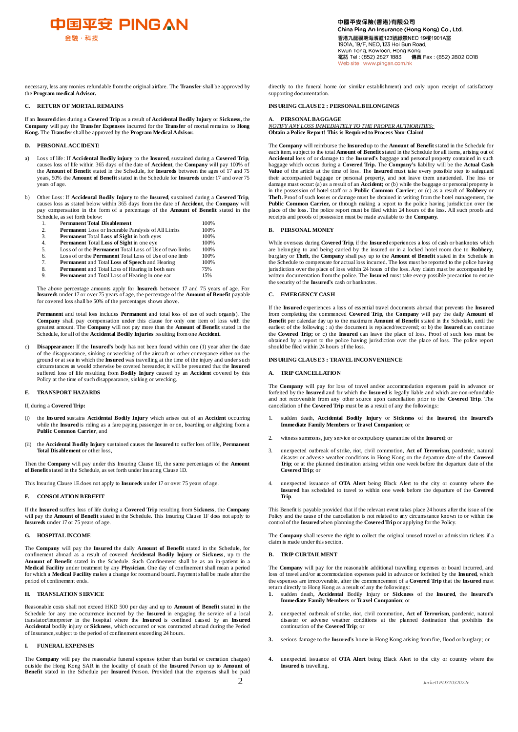necessary, less any monies refundable from the original airfare. The **Transfer** shall be approved by the **Program medical Advisor.**

### C. RETURN OF MORTAL REMAINS

If an **Insured** dies during a **Covered Trip** as a result of **Accidental Bodily Injury** or **Sickness,** the **Company** will pay the **Transfer Expenses** incurred for the **Transfer** of mortal remains to **Hong Kong.** The **Transfer** shall be approved by the **Program Medical Advisor.**

### D. PERSONAL ACCIDENT:

a) Loss of life: If **Accidental Bodily injury** to the **Insured**, sustained during a **Covered Trip**, causes loss of life within 365 days of the date of **Accident**, the **Company** will pay 100% of the **Amount of Benefit** stated in the Schedule, for **Insureds** between the ages of 17 and 75 years, 50% the **Amount of Benefit** stated in the Schedule for **Insureds** under 17 and over 75 years of age.

b) Other Loss: If **Accidental Bodily Injury** to the **Insured**, sustained during a **Covered Trip**, causes loss as stated below within 365 days from the date of **Accident**, the **Company** will pay compensation in the form of a percentage of the **Amount of Benefit** stated in the Schedule, as set forth below:

| | | |
|---|---|---|
| 1. | **Permanent Total Disablement** | 100% |
| 2. | **Permanent** Loss or Incurable Paralysis of All Limbs | 100% |
| 3. | **Permanent** Total **Loss of Sight** in both eyes | 100% |
| 4. | **Permanent** Total **Loss of Sight** in one eye | 100% |
| 5. | Loss of or the **Permanent** Total Loss of Use of two limbs | 100% |
| 6. | Loss of or the **Permanent** Total Loss of Use of one limb | 100% |
| 7. | **Permanent** and Total **Loss of Speech** and Hearing | 100% |
| 8. | **Permanent** and Total Loss of Hearing in both ears | 75% |
| 9. | **Permanent** and Total Loss of Hearing in one ear | 15% |

The above percentage amounts apply for **Insureds** between 17 and 75 years of age. For **Insureds** under 17 or over 75 years of age, the percentage of the **Amount of Benefit** payable for covered loss shall be 50% of the percentages shown above.

**Permanent** and total loss includes **Permanent** and total loss of use of such organ(s). The **Company** shall pay compensation under this clause for only one item of loss with the greatest amount. The **Company** will not pay more than the **Amount of Benefit** stated in the Schedule, for all of the **Accidental Bodily Injuries** resulting from one **Accident.**

c) **Disappearance:** If the **Insured's** body has not been found within one (1) year after the date of the disappearance, sinking or wrecking of the aircraft or other conveyance either on the ground or at sea in which the **Insured** was travelling at the time of the injury and under such circumstances as would otherwise be covered hereunder, it will be presumed that the **Insured** suffered loss of life resulting from **Bodily Injury** caused by an **Accident** covered by this Policy at the time of such disappearance, sinking or wrecking.

### E. TRANSPORT HAZARDS

If, during a **Covered Trip:**

(i) the **Insured** sustains **Accidental Bodily Injury** which arises out of an **Accident** occurring while the **Insured** is riding as a fare paying passenger in or on, boarding or alighting from a **Public Common Carrier**, and

(ii) the **Accidental Bodily Injury** sustained causes the **Insured** to suffer loss of life, **Permanent Total Disablement** or other loss,

Then the **Company** will pay under this Insuring Clause 1E, the same percentages of the **Amount of Benefit** stated in the Schedule, as set forth under Insuring Clause 1D.

This Insuring Clause 1E does not apply to **Insureds** under 17 or over 75 years of age.

### F. CONSOLATION BEBEFIT

If the **Insured** suffers loss of life during a **Covered Trip** resulting from **Sickness**, the **Company** will pay the **Amount of Benefit** stated in the Schedule. This Insuring Clause 1F does not apply to **Insureds** under 17 or 75 years of age.

### G. HOSPITAL INCOME

The **Company** will pay the **Insured** the daily **Amount of Benefit** stated in the Schedule, for confinement abroad as a result of covered **Accidental Bodily Injury** or **Sickness**, up to the **Amount of Benefit** stated in the Schedule. Such Confinement shall be as an in-patient in a **Medical Facility** under treatment by any **Physician**. One day of confinement shall mean a period for which a **Medical Facility** makes a change for room and board. Payment shall be made after the period of confinement ends.

### H. TRANSLATION SERVICE

Reasonable costs shall not exceed HKD 500 per day and up to **Amount of Benefit** stated in the Schedule for any one occurrence incurred by the **Insured** in engaging the service of a local translator/interpreter in the hospital where the **Insured** is confined caused by an **Insured Accidental** bodily injury or **Sickness**, which occurred or was contracted abroad during the Period of Insurance, subject to the period of confinement exceeding 24 hours.

### I. FUNERAL EXPENSES

The **Company** will pay the reasonable funeral expense (other than burial or cremation charges) outside the Hong Kong SAR in the locality of death of the **Insured** Person up to **Amount of Benefit** stated in the Schedule per **Insured** Person. Provided that the expenses shall be paid directly to the funeral home (or similar establishment) and only upon receipt of satisfactory supporting documentation.

## INSURING CLAUSE 2 : PERSONAL BELONGINGS

### A. PERSONAL BAGGAGE

*NOTIFY ANY LOSS IMMEDIATELY TO THE PROPER AUTHORITIES:*
**Obtain a Police Report! This is Required to Process Your Claim!**

The **Company** will reimburse the **Insured** up to the **Amount of Benefit** stated in the Schedule for each item, subject to the total **Amount of Benefit** stated in the Schedule for all items, arising out of **Accidental** loss of or damage to the **Insured's** baggage and personal property contained in such baggage which occurs during a **Covered Trip.** The **Company's** liability will be the **Actual Cash Value** of the article at the time of loss. The **Insured** must take every possible step to safeguard their accompanied baggage or personal property, and not leave them unattended. The loss or damage must occur: (a) as a result of an **Accident;** or (b) while the baggage or personal property is in the possession of hotel staff or a **Public Common Carrier**; or (c) as a result of **Robbery** or **Theft.** Proof of such losses or damage must be obtained in writing from the hotel management, the **Public Common Carrier,** or through making a report to the police having jurisdiction over the place of the loss. The police report must be filed within 24 hours of the loss. All such proofs and receipts and proofs of possession must be made available to the **Company.**

### B. PERSONAL MONEY

While overseas during **Covered Trip**, if the **Insured** experiences a loss of cash or banknotes which are belonging to and being carried by the insured or in a locked hotel room due to **Robbery**, burglary or **Theft**, the **Company** shall pay up to the **Amount of Benefit** stated in the Schedule in the Schedule to compensate for actual loss incurred. The loss must be reported to the police having jurisdiction over the place of loss within 24 hours of the loss. Any claim must be accompanied by written documentation from the police. The **Insured** must take every possible precaution to ensure the security of the **Insured's** cash or banknotes.

### C. EMERGENCY CASH

If the **Insured** experiences a loss of essential travel documents abroad that prevents the **Insured** from completing the commenced **Covered Trip**, the **Company** will pay the daily **Amount of Benefit** per calendar day up to the maximum **Amount of Benefit** stated in the Schedule, until the earliest of the following : a) the document is replaced/recovered; or b) the **Insured** can continue the **Covered Trip;** or c) the **Insured** can leave the place of loss. Proof of such loss must be obtained by a report to the police having jurisdiction over the place of loss. The police report should be filed within 24 hours of the loss.

## INSURING CLAUSE 3 : TRAVEL INCONVENIENCE

### A. TRIP CANCELLATION

The **Company** will pay for loss of travel and/or accommodation expenses paid in advance or forfeited by the **Insured** and for which the **Insured** is legally liable and which are non-refundable and not recoverable from any other source upon cancellation prior to the **Covered Trip**. The cancellation of the **Covered Trip** must be as a result of any the followings:

1. sudden death, **Accidental Bodily Injury** or **Sickness** of the **Insured**, the **Insured's Immediate Family Members** or **Travel Companion**; or

2. witness summons, jury service or compulsory quarantine of the **Insured**; or

3. unexpected outbreak of strike, riot, civil commotion, **Act of Terrorism**, pandemic, natural disaster or adverse weather conditions in Hong Kong on the departure date of the **Covered Trip**; or at the planned destination arising within one week before the departure date of the **Covered Trip**; or

4. unexpected issuance of **OTA Alert** being Black Alert to the city or country where the **Insured** has scheduled to travel to within one week before the departure of the **Covered Trip**.

This Benefit is payable provided that if the relevant event takes place 24 hours after the issue of the Policy and the cause of the cancellation is not related to any circumstance known to or within the control of the **Insured** when planning the **Covered Trip** or applying for the Policy.

The **Company** shall reserve the right to collect the original unused travel or admission tickets if a claim is made under this section.

### B. TRIP CURTAILMENT

The **Company** will pay for the reasonable additional travelling expenses or board incurred, and loss of travel and/or accommodation expenses paid in advance or forfeited by the **Insured**, which the expenses are irrecoverable, after the commencement of a **Covered Trip** that the **Insured** must return directly to Hong Kong as a result of any the followings:

1. sudden death, **Accidental** Bodily Injury or **Sickness** of the **Insured**, the **Insured's Immediate Family Members** or **Travel Companion**; or

2. unexpected outbreak of strike, riot, civil commotion, **Act of Terrorism**, pandemic, natural disaster or adverse weather conditions at the planned destination that prohibits the continuation of the **Covered Trip**; or

3. serious damage to the **Insured's** home in Hong Kong arising from fire, flood or burglary; or

4. unexpected issuance of **OTA Alert** being Black Alert to the city or country where the **Insured** is travelling.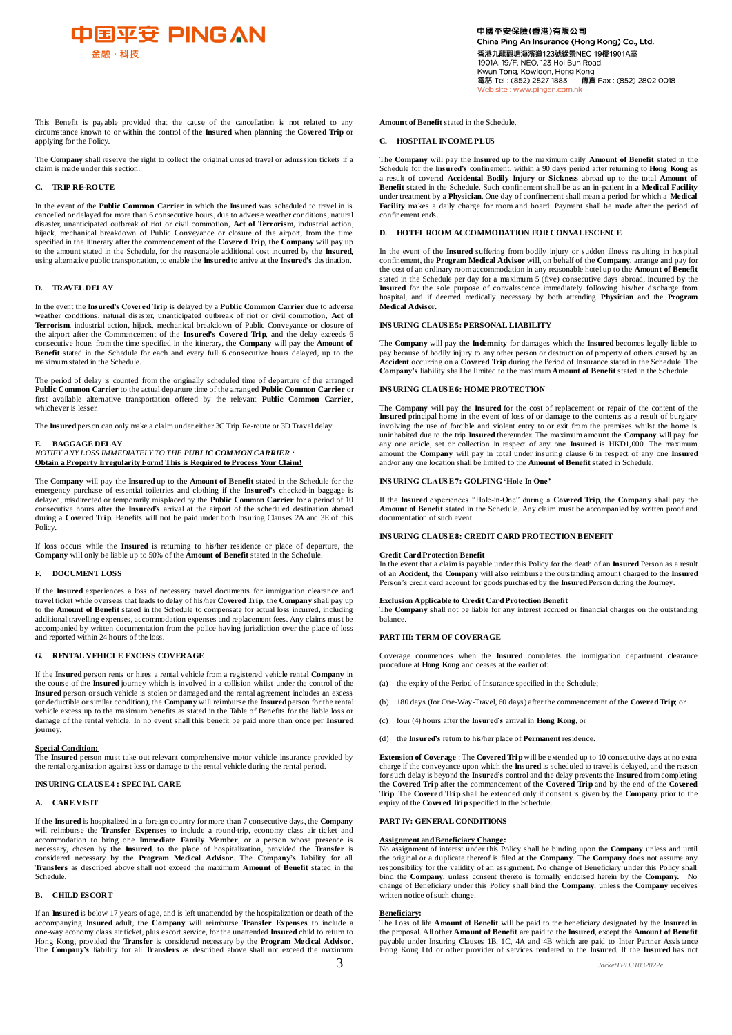This Benefit is payable provided that the cause of the cancellation is not related to any circumstance known to or within the control of the **Insured** when planning the **Covered Trip** or applying for the Policy.

The **Company** shall reserve the right to collect the original unused travel or admission tickets if a claim is made under this section.

### C. TRIP RE-ROUTE

In the event of the **Public Common Carrier** in which the **Insured** was scheduled to travel in is cancelled or delayed for more than 6 consecutive hours, due to adverse weather conditions, natural disaster, unanticipated outbreak of riot or civil commotion, **Act of Terrorism**, industrial action, hijack, mechanical breakdown of Public Conveyance or closure of the airport, from the time specified in the itinerary after the commencement of the **Covered Trip**, the **Company** will pay up to the amount stated in the Schedule, for the reasonable additional cost incurred by the **Insured**, using alternative public transportation, to enable the **Insured** to arrive at the **Insured's** destination.

### D. TRAVEL DELAY

In the event the **Insured's Covered Trip** is delayed by a **Public Common Carrier** due to adverse weather conditions, natural disaster, unanticipated outbreak of riot or civil commotion, **Act of Terrorism**, industrial action, hijack, mechanical breakdown of Public Conveyance or closure of the airport after the Commencement of the **Insured's Covered Trip**, and the delay exceeds 6 consecutive hours from the time specified in the itinerary, the **Company** will pay the **Amount of Benefit** stated in the Schedule for each and every full 6 consecutive hours delayed, up to the maximum stated in the Schedule.

The period of delay is counted from the originally scheduled time of departure of the arranged **Public Common Carrier** to the actual departure time of the arranged **Public Common Carrier** or first available alternative transportation offered by the relevant **Public Common Carrier**, whichever is lesser.

The **Insured** person can only make a claim under either 3C Trip Re-route or 3D Travel delay.

### E. BAGGAGE DELAY

*NOTIFY ANY LOSS IMMEDIATELY TO THE* ***PUBLIC COMMON CARRIER*** *:*
**Obtain a Property Irregularity Form! This is Required to Process Your Claim!**

The **Company** will pay the **Insured** up to the **Amount of Benefit** stated in the Schedule for the emergency purchase of essential toiletries and clothing if the **Insured's** checked-in baggage is delayed, misdirected or temporarily misplaced by the **Public Common Carrier** for a period of 10 consecutive hours after the **Insured's** arrival at the airport of the scheduled destination abroad during a **Covered Trip**. Benefits will not be paid under both Insuring Clauses 2A and 3E of this Policy.

If loss occurs while the **Insured** is returning to his/her residence or place of departure, the **Company** will only be liable up to 50% of the **Amount of Benefit** stated in the Schedule.

### F. DOCUMENT LOSS

If the **Insured** experiences a loss of necessary travel documents for immigration clearance and travel ticket while overseas that leads to delay of his/her **Covered Trip**, the **Company** shall pay up to the **Amount of Benefit** stated in the Schedule to compensate for actual loss incurred, including additional travelling expenses, accommodation expenses and replacement fees. Any claims must be accompanied by written documentation from the police having jurisdiction over the place of the loss and reported within 24 hours of the loss.

### G. RENTAL VEHICLE EXCESS COVERAGE

If the **Insured** person rents or hires a rental vehicle from a registered vehicle rental **Company** in the course of the **Insured** journey which is involved in a collision whilst under the control of the **Insured** person or such vehicle is stolen or damaged and the rental agreement includes an excess (or deductible or similar condition), the **Company** will reimburse the **Insured** person for the rental vehicle excess up to the maximum benefits as stated in the Table of Benefits for the liable loss or damage of the rental vehicle. In no event shall this benefit be paid more than once per **Insured** journey.

**Special Condition:**
The **Insured** person must take out relevant comprehensive motor vehicle insurance provided by the rental organization against loss or damage to the rental vehicle during the rental period.

## INSURING CLAUSE 4 : SPECIAL CARE

### A. CARE VISIT

If the **Insured** is hospitalized in a foreign country for more than 7 consecutive days, the **Company** will reimburse the **Transfer Expenses** to include a round-trip, economy class air ticket and accommodation to bring one **Immediate Family Member**, or a person whose presence is necessary, chosen by the **Insured**, to the place of hospitalization, provided the **Transfer** is considered necessary by the **Program Medical Advisor**. The **Company's** liability for all **Transfers** as described above shall not exceed the maximum **Amount of Benefit** stated in the Schedule.

### B. CHILD ESCORT

If an **Insured** is below 17 years of age, and is left unattended by the hospitalization or death of the accompanying **Insured** adult, the **Company** will reimburse **Transfer Expenses** to include a one-way economy class air ticket, plus escort service, for the unattended **Insured** child to return to Hong Kong, provided the **Transfer** is considered necessary by the **Program Medical Advisor**. The **Company's** liability for all **Transfers** as described above shall not exceed the maximum **Amount of Benefit** stated in the Schedule.

### C. HOSPITAL INCOME PLUS

The **Company** will pay the **Insured** up to the maximum daily **Amount of Benefit** stated in the Schedule for the **Insured's** confinement, within a 90 days period after returning to **Hong Kong** as a result of covered **Accidental Bodily Injury** or **Sickness** abroad up to the total **Amount of Benefit** stated in the Schedule. Such confinement shall be as an in-patient in a **Medical Facility** under treatment by a **Physician**. One day of confinement shall mean a period for which a **Medical Facility** makes a daily charge for room and board. Payment shall be made after the period of confinement ends.

### D. HOTEL ROOM ACCOMMODATION FOR CONVALESCENCE

In the event of the **Insured** suffering from bodily injury or sudden illness resulting in hospital confinement, the **Program Medical Advisor** will, on behalf of the **Company**, arrange and pay for the cost of an ordinary room accommodation in any reasonable hotel up to the **Amount of Benefit** stated in the Schedule per day for a maximum 5 (five) consecutive days abroad, incurred by the **Insured** for the sole purpose of convalescence immediately following his/her discharge from hospital, and if deemed medically necessary by both attending **Physician** and the **Program Medical Advisor.**

## INSURING CLAUSE 5: PERSONAL LIABILITY

The **Company** will pay the **Indemnity** for damages which the **Insured** becomes legally liable to pay because of bodily injury to any other person or destruction of property of others caused by an **Accident** occurring on a **Covered Trip** during the Period of Insurance stated in the Schedule. The **Company's** liability shall be limited to the maximum **Amount of Benefit** stated in the Schedule.

## INSURING CLAUSE 6: HOME PROTECTION

The **Company** will pay the **Insured** for the cost of replacement or repair of the content of the **Insured** principal home in the event of loss of or damage to the contents as a result of burglary involving the use of forcible and violent entry to or exit from the premises whilst the home is uninhabited due to the trip **Insured** thereunder. The maximum amount the **Company** will pay for any one article, set or collection in respect of any one **Insured** is HKD1,000. The maximum amount the **Company** will pay in total under insuring clause 6 in respect of any one **Insured** and/or any one location shall be limited to the **Amount of Benefit** stated in Schedule.

## INSURING CLAUSE 7: GOLFING 'Hole In One'

If the **Insured** experiences "Hole-in-One" during a **Covered Trip**, the **Company** shall pay the **Amount of Benefit** stated in the Schedule. Any claim must be accompanied by written proof and documentation of such event.

## INSURING CLAUSE 8: CREDIT CARD PROTECTION BENEFIT

**Credit Card Protection Benefit**
In the event that a claim is payable under this Policy for the death of an **Insured** Person as a result of an **Accident**, the **Company** will also reimburse the outstanding amount charged to the **Insured** Person's credit card account for goods purchased by the **Insured** Person during the Journey.

**Exclusion Applicable to Credit Card Protection Benefit**
The **Company** shall not be liable for any interest accrued or financial charges on the outstanding balance.

## PART III: TERM OF COVERAGE

Coverage commences when the **Insured** completes the immigration department clearance procedure at **Hong Kong** and ceases at the earlier of:

(a) the expiry of the Period of Insurance specified in the Schedule;

(b) 180 days (for One-Way-Travel, 60 days) after the commencement of the **Covered Trip**; or

(c) four (4) hours after the **Insured's** arrival in **Hong Kong**, or

(d) the **Insured's** return to his/her place of **Permanent** residence.

**Extension of Coverage** : The **Covered Trip** will be extended up to 10 consecutive days at no extra charge if the conveyance upon which the **Insured** is scheduled to travel is delayed, and the reason for such delay is beyond the **Insured's** control and the delay prevents the **Insured** from completing the **Covered Trip** after the commencement of the **Covered Trip** and by the end of the **Covered Trip**. The **Covered Trip** shall be extended only if consent is given by the **Company** prior to the expiry of the **Covered Trip** specified in the Schedule.

## PART IV: GENERAL CONDITIONS

**Assignment and Beneficiary Change:**
No assignment of interest under this Policy shall be binding upon the **Company** unless and until the original or a duplicate thereof is filed at the **Company**. The **Company** does not assume any responsibility for the validity of an assignment. No change of Beneficiary under this Policy shall bind the **Company**, unless consent thereto is formally endorsed herein by the **Company.** No change of Beneficiary under this Policy shall bind the **Company**, unless the **Company** receives written notice of such change.

**Beneficiary:**
The Loss of life **Amount of Benefit** will be paid to the beneficiary designated by the **Insured** in the proposal. All other **Amount of Benefit** are paid to the **Insured**, except the **Amount of Benefit** payable under Insuring Clauses 1B, 1C, 4A and 4B which are paid to Inter Partner Assistance Hong Kong Ltd or other provider of services rendered to the **Insured**. If the **Insured** has not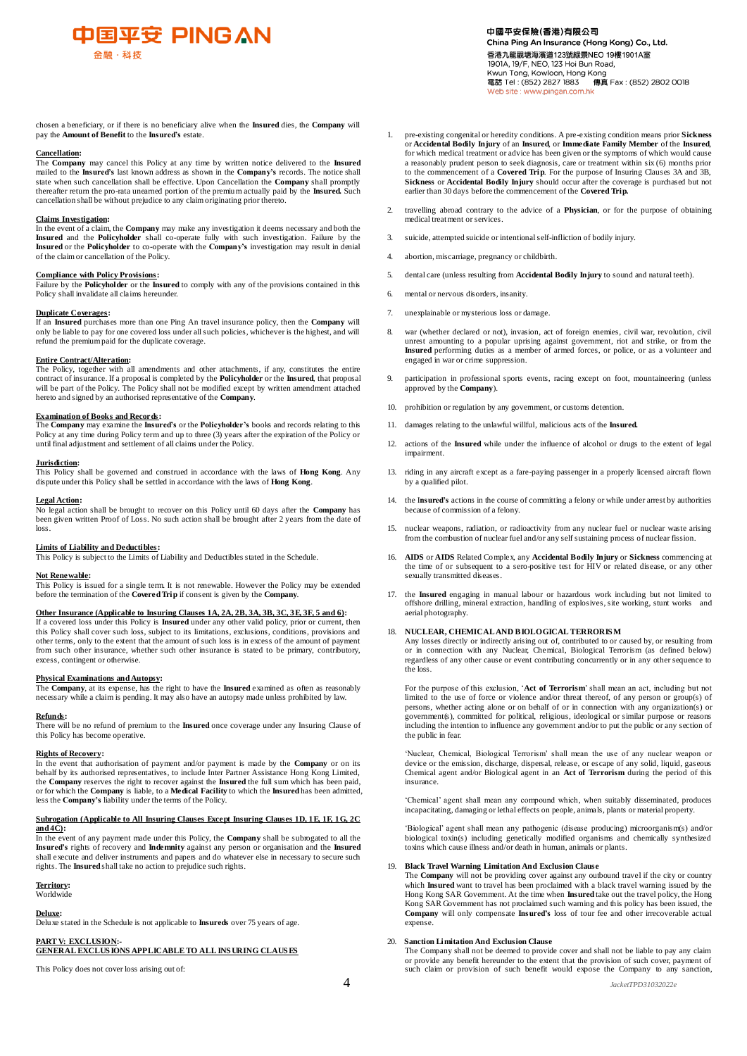chosen a beneficiary, or if there is no beneficiary alive when the **Insured** dies, the **Company** will pay the **Amount of Benefit** to the **Insured's** estate.

**Cancellation:**
The **Company** may cancel this Policy at any time by written notice delivered to the **Insured** mailed to the **Insured's** last known address as shown in the **Company's** records. The notice shall state when such cancellation shall be effective. Upon Cancellation the **Company** shall promptly thereafter return the pro-rata unearned portion of the premium actually paid by the **Insured.** Such cancellation shall be without prejudice to any claim originating prior thereto.

**Claims Investigation:**
In the event of a claim, the **Company** may make any investigation it deems necessary and both the **Insured** and the **Policyholder** shall co-operate fully with such investigation. Failure by the **Insured** or the **Policyholder** to co-operate with the **Company's** investigation may result in denial of the claim or cancellation of the Policy.

**Compliance with Policy Provisions:**
Failure by the **Policyholder** or the **Insured** to comply with any of the provisions contained in this Policy shall invalidate all claims hereunder.

**Duplicate Coverages:**
If an **Insured** purchases more than one Ping An travel insurance policy, then the **Company** will only be liable to pay for one covered loss under all such policies, whichever is the highest, and will refund the premium paid for the duplicate coverage.

**Entire Contract/Alteration:**
The Policy, together with all amendments and other attachments, if any, constitutes the entire contract of insurance. If a proposal is completed by the **Policyholder** or the **Insured**, that proposal will be part of the Policy. The Policy shall not be modified except by written amendment attached hereto and signed by an authorised representative of the **Company**.

**Examination of Books and Records:**
The **Company** may examine the **Insured's** or the **Policyholder's** books and records relating to this Policy at any time during Policy term and up to three (3) years after the expiration of the Policy or until final adjustment and settlement of all claims under the Policy.

**Jurisdiction:**
This Policy shall be governed and construed in accordance with the laws of **Hong Kong**. Any dispute under this Policy shall be settled in accordance with the laws of **Hong Kong**.

**Legal Action:**
No legal action shall be brought to recover on this Policy until 60 days after the **Company** has been given written Proof of Loss. No such action shall be brought after 2 years from the date of loss.

**Limits of Liability and Deductibles:**
This Policy is subject to the Limits of Liability and Deductibles stated in the Schedule.

**Not Renewable:**
This Policy is issued for a single term. It is not renewable. However the Policy may be extended before the termination of the **Covered Trip** if consent is given by the **Company**.

**Other Insurance (Applicable to Insuring Clauses 1A, 2A, 2B, 3A, 3B, 3C, 3E, 3F, 5 and 6):**
If a covered loss under this Policy is **Insured** under any other valid policy, prior or current, then this Policy shall cover such loss, subject to its limitations, exclusions, conditions, provisions and other terms, only to the extent that the amount of such loss is in excess of the amount of payment from such other insurance, whether such other insurance is stated to be primary, contributory, excess, contingent or otherwise.

**Physical Examinations and Autopsy:**
The **Company**, at its expense, has the right to have the **Insured** examined as often as reasonably necessary while a claim is pending. It may also have an autopsy made unless prohibited by law.

**Refunds:**
There will be no refund of premium to the **Insured** once coverage under any Insuring Clause of this Policy has become operative.

**Rights of Recovery:**
In the event that authorisation of payment and/or payment is made by the **Company** or on its behalf by its authorised representatives, to include Inter Partner Assistance Hong Kong Limited, the **Company** reserves the right to recover against the **Insured** the full sum which has been paid, or for which the **Company** is liable, to a **Medical Facility** to which the **Insured** has been admitted, less the **Company's** liability under the terms of the Policy.

**Subrogation (Applicable to All Insuring Clauses Except Insuring Clauses 1D, 1E, 1F, 1G, 2C and 4C):**
In the event of any payment made under this Policy, the **Company** shall be subrogated to all the **Insured's** rights of recovery and **Indemnity** against any person or organisation and the **Insured** shall execute and deliver instruments and papers and do whatever else in necessary to secure such rights. The **Insured** shall take no action to prejudice such rights.

**Territory:**
Worldwide

**Deluxe:**
Deluxe stated in the Schedule is not applicable to **Insureds** over 75 years of age.

## PART V: EXCLUSION:-
## GENERAL EXCLUSIONS APPLICABLE TO ALL INSURING CLAUSES

This Policy does not cover loss arising out of:

1. pre-existing congenital or heredity conditions. A pre-existing condition means prior **Sickness** or **Accidental Bodily Injury** of an **Insured**, or **Immediate Family Member** of the **Insured**, for which medical treatment or advice has been given or the symptoms of which would cause a reasonably prudent person to seek diagnosis, care or treatment within six (6) months prior to the commencement of a **Covered Trip**. For the purpose of Insuring Clauses 3A and 3B, **Sickness** or **Accidental Bodily Injury** should occur after the coverage is purchased but not earlier than 30 days before the commencement of the **Covered Trip.**

2. travelling abroad contrary to the advice of a **Physician**, or for the purpose of obtaining medical treatment or services.

3. suicide, attempted suicide or intentional self-infliction of bodily injury.

4. abortion, miscarriage, pregnancy or childbirth.

5. dental care (unless resulting from **Accidental Bodily Injury** to sound and natural teeth).

6. mental or nervous disorders, insanity.

7. unexplainable or mysterious loss or damage.

8. war (whether declared or not), invasion, act of foreign enemies, civil war, revolution, civil unrest amounting to a popular uprising against government, riot and strike, or from the **Insured** performing duties as a member of armed forces, or police, or as a volunteer and engaged in war or crime suppression.

9. participation in professional sports events, racing except on foot, mountaineering (unless approved by the **Company**).

10. prohibition or regulation by any government, or customs detention.

11. damages relating to the unlawful willful, malicious acts of the **Insured.**

12. actions of the **Insured** while under the influence of alcohol or drugs to the extent of legal impairment.

13. riding in any aircraft except as a fare-paying passenger in a properly licensed aircraft flown by a qualified pilot.

14. the I**nsured's** actions in the course of committing a felony or while under arrest by authorities because of commission of a felony.

15. nuclear weapons, radiation, or radioactivity from any nuclear fuel or nuclear waste arising from the combustion of nuclear fuel and/or any self sustaining process of nuclear fission.

16. **AIDS** or **AIDS** Related Complex, any **Accidental Bodily Injury** or **Sickness** commencing at the time of or subsequent to a sero-positive test for HIV or related disease, or any other sexually transmitted diseases.

17. the **Insured** engaging in manual labour or hazardous work including but not limited to offshore drilling, mineral extraction, handling of explosives, site working, stunt works and aerial photography.

18. **NUCLEAR, CHEMICAL AND BIOLOGICAL TERRORISM**
Any losses directly or indirectly arising out of, contributed to or caused by, or resulting from or in connection with any Nuclear, Chemical, Biological Terrorism (as defined below) regardless of any other cause or event contributing concurrently or in any other sequence to the loss.

    For the purpose of this exclusion, '**Act of Terrorism**' shall mean an act, including but not limited to the use of force or violence and/or threat thereof, of any person or group(s) of persons, whether acting alone or on behalf of or in connection with any organization(s) or government(s), committed for political, religious, ideological or similar purpose or reasons including the intention to influence any government and/or to put the public or any section of the public in fear.

    'Nuclear, Chemical, Biological Terrorism' shall mean the use of any nuclear weapon or device or the emission, discharge, dispersal, release, or escape of any solid, liquid, gaseous Chemical agent and/or Biological agent in an **Act of Terrorism** during the period of this insurance.

    'Chemical' agent shall mean any compound which, when suitably disseminated, produces incapacitating, damaging or lethal effects on people, animals, plants or material property.

    'Biological' agent shall mean any pathogenic (disease producing) microorganism(s) and/or biological toxin(s) including genetically modified organisms and chemically synthesized toxins which cause illness and/or death in human, animals or plants.

19. **Black Travel Warning Limitation And Exclusion Clause**
The **Company** will not be providing cover against any outbound travel if the city or country which **Insured** want to travel has been proclaimed with a black travel warning issued by the Hong Kong SAR Government. At the time when **Insured** take out the travel policy, the Hong Kong SAR Government has not proclaimed such warning and this policy has been issued, the **Company** will only compensate **Insured's** loss of tour fee and other irrecoverable actual expense.

20. **Sanction Limitation And Exclusion Clause**
The Company shall not be deemed to provide cover and shall not be liable to pay any claim or provide any benefit hereunder to the extent that the provision of such cover, payment of such claim or provision of such benefit would expose the Company to any sanction,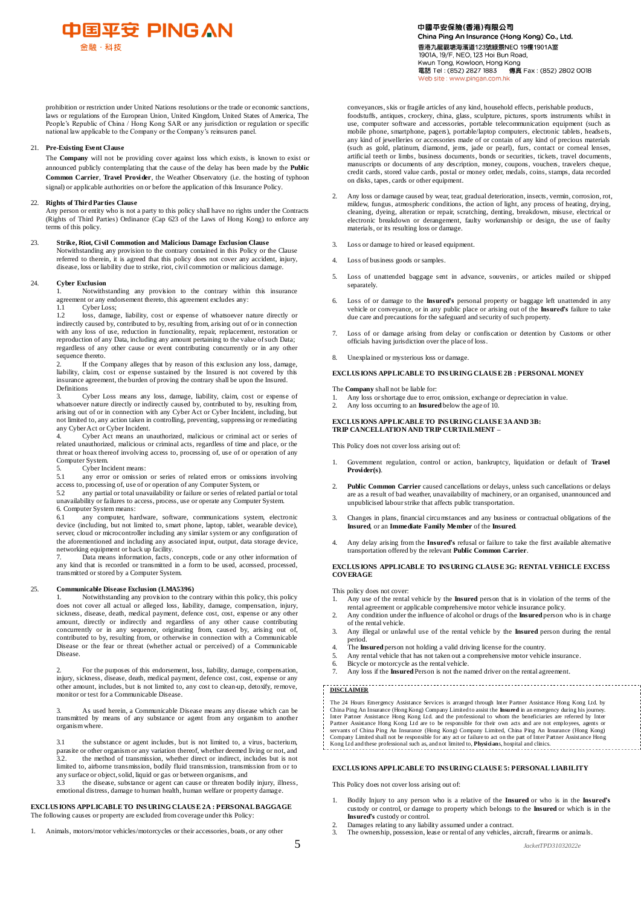prohibition or restriction under United Nations resolutions or the trade or economic sanctions, laws or regulations of the European Union, United Kingdom, United States of America, The People's Republic of China / Hong Kong SAR or any jurisdiction or regulation or specific national law applicable to the Company or the Company's reinsurers panel.

21. **Pre-Existing Event Clause**

The **Company** will not be providing cover against loss which exists, is known to exist or announced publicly contemplating that the cause of the delay has been made by the **Public Common Carrier**, **Travel Provider**, the Weather Observatory (i.e. the hosting of typhoon signal) or applicable authorities on or before the application of this Insurance Policy.

22. **Rights of Third Parties Clause**

Any person or entity who is not a party to this policy shall have no rights under the Contracts (Rights of Third Parties) Ordinance (Cap 623 of the Laws of Hong Kong) to enforce any terms of this policy.

23. **Strike, Riot, Civil Commotion and Malicious Damage Exclusion Clause**

Notwithstanding any provision to the contrary contained in this Policy or the Clause referred to therein, it is agreed that this policy does not cover any accident, injury, disease, loss or liability due to strike, riot, civil commotion or malicious damage.

24. **Cyber Exclusion**

1. Notwithstanding any provision to the contrary within this insurance agreement or any endorsement thereto, this agreement excludes any:

1.1 Cyber Loss;

1.2 loss, damage, liability, cost or expense of whatsoever nature directly or indirectly caused by, contributed to by, resulting from, arising out of or in connection with any loss of use, reduction in functionality, repair, replacement, restoration or reproduction of any Data, including any amount pertaining to the value of such Data; regardless of any other cause or event contributing concurrently or in any other sequence thereto.

2. If the Company alleges that by reason of this exclusion any loss, damage, liability, claim, cost or expense sustained by the Insured is not covered by this insurance agreement, the burden of proving the contrary shall be upon the Insured.

Definitions

3. Cyber Loss means any loss, damage, liability, claim, cost or expense of whatsoever nature directly or indirectly caused by, contributed to by, resulting from, arising out of or in connection with any Cyber Act or Cyber Incident, including, but not limited to, any action taken in controlling, preventing, suppressing or remediating any Cyber Act or Cyber Incident.

4. Cyber Act means an unauthorized, malicious or criminal act or series of related unauthorized, malicious or criminal acts, regardless of time and place, or the threat or hoax thereof involving access to, processing of, use of or operation of any Computer System.

5. Cyber Incident means:

5.1 any error or omission or series of related errors or omissions involving access to, processing of, use of or operation of any Computer System, or

5.2 any partial or total unavailability or failure or series of related partial or total unavailability or failures to access, process, use or operate any Computer System.

6. Computer System means:

6.1 any computer, hardware, software, communications system, electronic device (including, but not limited to, smart phone, laptop, tablet, wearable device), server, cloud or microcontroller including any similar system or any configuration of the aforementioned and including any associated input, output, data storage device, networking equipment or back up facility.

7. Data means information, facts, concepts, code or any other information of any kind that is recorded or transmitted in a form to be used, accessed, processed, transmitted or stored by a Computer System.

25. **Communicable Disease Exclusion (LMA5396)**

1. Notwithstanding any provision to the contrary within this policy, this policy does not cover all actual or alleged loss, liability, damage, compensation, injury, sickness, disease, death, medical payment, defence cost, cost, expense or any other amount, directly or indirectly and regardless of any other cause contributing concurrently or in any sequence, originating from, caused by, arising out of, contributed to by, resulting from, or otherwise in connection with a Communicable Disease or the fear or threat (whether actual or perceived) of a Communicable Disease.

2. For the purposes of this endorsement, loss, liability, damage, compensation, injury, sickness, disease, death, medical payment, defence cost, cost, expense or any other amount, includes, but is not limited to, any cost to clean-up, detoxify, remove, monitor or test for a Communicable Disease.

3. As used herein, a Communicable Disease means any disease which can be transmitted by means of any substance or agent from any organism to another organism where.

3.1 the substance or agent includes, but is not limited to, a virus, bacterium, parasite or other organism or any variation thereof, whether deemed living or not, and

3.2. the method of transmission, whether direct or indirect, includes but is not limited to, airborne transmission, bodily fluid transmission, transmission from or to any surface or object, solid, liquid or gas or between organisms, and

3.3 the disease, substance or agent can cause or threaten bodily injury, illness, emotional distress, damage to human health, human welfare or property damage.

## EXCLUSIONS APPLICABLE TO INSURING CLAUSE 2A : PERSONAL BAGGAGE

The following causes or property are excluded from coverage under this Policy:

1. Animals, motors/motor vehicles/motorcycles or their accessories, boats, or any other conveyances, skis or fragile articles of any kind, household effects, perishable products, foodstuffs, antiques, crockery, china, glass, sculpture, pictures, sports instruments whilst in use, computer software and accessories, portable telecommunication equipment (such as mobile phone, smartphone, pagers), portable/laptop computers, electronic tablets, headsets, any kind of jewelleries or accessories made of or contain of any kind of precious materials (such as gold, platinum, diamond, jems, jade or pearl), furs, contact or corneal lenses, artificial teeth or limbs, business documents, bonds or securities, tickets, travel documents, manuscripts or documents of any description, money, coupons, vouchers, travelers cheque, credit cards, stored value cards, postal or money order, medals, coins, stamps, data recorded on disks, tapes, cards or other equipment.

2. Any loss or damage caused by wear, tear, gradual deterioration, insects, vermin, corrosion, rot, mildew, fungus, atmospheric conditions, the action of light, any process of heating, drying, cleaning, dyeing, alteration or repair, scratching, denting, breakdown, misuse, electrical or electronic breakdown or derangement, faulty workmanship or design, the use of faulty materials, or its resulting loss or damage.

3. Loss or damage to hired or leased equipment.

4. Loss of business goods or samples.

5. Loss of unattended baggage sent in advance, souvenirs, or articles mailed or shipped separately.

6. Loss of or damage to the **Insured's** personal property or baggage left unattended in any vehicle or conveyance, or in any public place or arising out of the **Insured's** failure to take due care and precautions for the safeguard and security of such property.

7. Loss of or damage arising from delay or confiscation or detention by Customs or other officials having jurisdiction over the place of loss.

8. Unexplained or mysterious loss or damage.

## EXCLUSIONS APPLICABLE TO INSURING CLAUSE 2B : PERSONAL MONEY

The **Company** shall not be liable for:

1. Any loss or shortage due to error, omission, exchange or depreciation in value.
2. Any loss occurring to an **Insured** below the age of 10.

## EXCLUSIONS APPLICABLE TO INSURING CLAUSE 3A AND 3B: TRIP CANCELLATION AND TRIP CURTAILMENT –

This Policy does not cover loss arising out of:

1. Government regulation, control or action, bankruptcy, liquidation or default of **Travel Provider(s)**.

2. **Public Common Carrier** caused cancellations or delays, unless such cancellations or delays are as a result of bad weather, unavailability of machinery, or an organised, unannounced and unpublicised labour strike that affects public transportation.

3. Changes in plans, financial circumstances and any business or contractual obligations of the **Insured**, or an **Immediate Family Member** of the **Insured**.

4. Any delay arising from the **Insured's** refusal or failure to take the first available alternative transportation offered by the relevant **Public Common Carrier**.

## EXCLUSIONS APPLICABLE TO INSURING CLAUSE 3G: RENTAL VEHICLE EXCESS COVERAGE

This policy does not cover:

1. Any use of the rental vehicle by the **Insured** person that is in violation of the terms of the rental agreement or applicable comprehensive motor vehicle insurance policy.
2. Any condition under the influence of alcohol or drugs of the **Insured** person who is in charge of the rental vehicle.
3. Any illegal or unlawful use of the rental vehicle by the **Insured** person during the rental period.
4. The **Insured** person not holding a valid driving license for the country.
5. Any rental vehicle that has not taken out a comprehensive motor vehicle insurance.
6. Bicycle or motorcycle as the rental vehicle.
7. Any loss if the **Insured** Person is not the named driver on the rental agreement.

**DISCLAIMER**

The 24 Hours Emergency Assistance Services is arranged through Inter Partner Assistance Hong Kong Ltd. by China Ping An Insurance (Hong Kong) Company Limited to assist the **Insured** in an emergency during his journey. Inter Partner Assistance Hong Kong Ltd. and the professional to whom the beneficiaries are referred by Inter Partner Assistance Hong Kong Ltd are to be responsible for their own acts and are not employees, agents or servants of China Ping An Insurance (Hong Kong) Company Limited, China Ping An Insurance (Hong Kong) Company Limited shall not be responsible for any act or failure to act on the part of Inter Partner Assistance Hong Kong Ltd and these professional such as, and not limited to, **Physicians**, hospital and clinics.

## EXCLUSIONS APPLICABLE TO INSURING CLAUSE 5: PERSONAL LIABILITY

This Policy does not cover loss arising out of:

1. Bodily Injury to any person who is a relative of the **Insured** or who is in the **Insured's** custody or control, or damage to property which belongs to the **Insured** or which is in the **Insured's** custody or control.
2. Damages relating to any liability assumed under a contract.
3. The ownership, possession, lease or rental of any vehicles, aircraft, firearms or animals.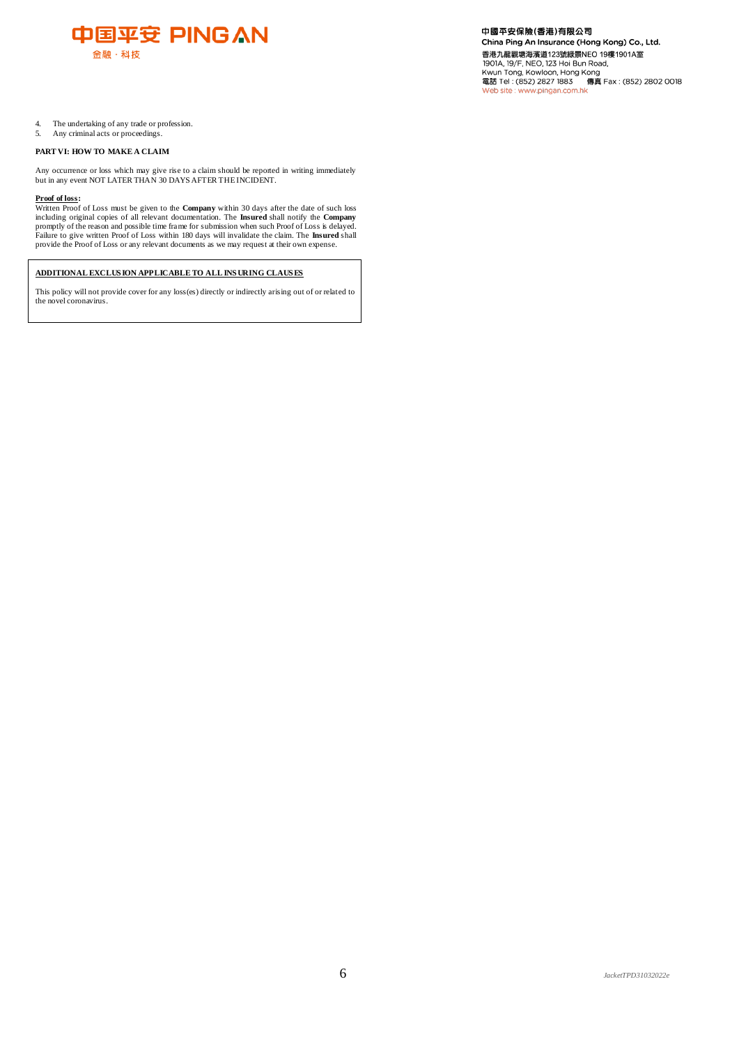4. The undertaking of any trade or profession.
5. Any criminal acts or proceedings.

**PART VI: HOW TO MAKE A CLAIM**

Any occurrence or loss which may give rise to a claim should be reported in writing immediately but in any event NOT LATER THAN 30 DAYS AFTER THE INCIDENT.

**Proof of loss:**
Written Proof of Loss must be given to the **Company** within 30 days after the date of such loss including original copies of all relevant documentation. The **Insured** shall notify the **Company** promptly of the reason and possible time frame for submission when such Proof of Loss is delayed. Failure to give written Proof of Loss within 180 days will invalidate the claim. The **Insured** shall provide the Proof of Loss or any relevant documents as we may request at their own expense.

**ADDITIONAL EXCLUSION APPLICABLE TO ALL INSURING CLAUSES**

This policy will not provide cover for any loss(es) directly or indirectly arising out of or related to the novel coronavirus.